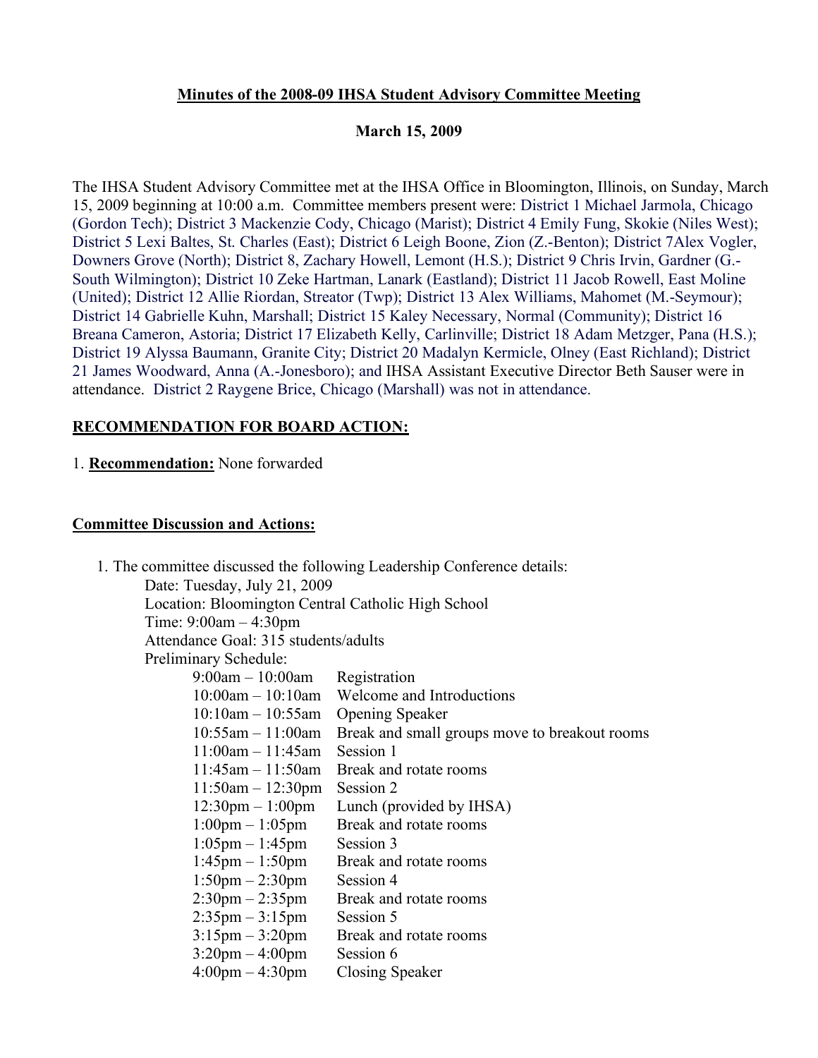**Minutes of the 2008-09 IHSA Student Advisory Committee Meeting**

**March 15, 2009**

The IHSA Student Advisory Committee met at the IHSA Office in Bloomington, Illinois, on Sunday, March 15, 2009 beginning at 10:00 a.m. Committee members present were: District 1 Michael Jarmola, Chicago (Gordon Tech); District 3 Mackenzie Cody, Chicago (Marist); District 4 Emily Fung, Skokie (Niles West); District 5 Lexi Baltes, St. Charles (East); District 6 Leigh Boone, Zion (Z.-Benton); District 7Alex Vogler, Downers Grove (North); District 8, Zachary Howell, Lemont (H.S.); District 9 Chris Irvin, Gardner (G.-South Wilmington); District 10 Zeke Hartman, Lanark (Eastland); District 11 Jacob Rowell, East Moline (United); District 12 Allie Riordan, Streator (Twp); District 13 Alex Williams, Mahomet (M.-Seymour); District 14 Gabrielle Kuhn, Marshall; District 15 Kaley Necessary, Normal (Community); District 16 Breana Cameron, Astoria; District 17 Elizabeth Kelly, Carlinville; District 18 Adam Metzger, Pana (H.S.); District 19 Alyssa Baumann, Granite City; District 20 Madalyn Kermicle, Olney (East Richland); District 21 James Woodward, Anna (A.-Jonesboro); and IHSA Assistant Executive Director Beth Sauser were in attendance. District 2 Raygene Brice, Chicago (Marshall) was not in attendance.

**RECOMMENDATION FOR BOARD ACTION:**

1. **Recommendation:** None forwarded

**Committee Discussion and Actions:**

1. The committee discussed the following Leadership Conference details:
   - Date: Tuesday, July 21, 2009
   - Location: Bloomington Central Catholic High School
   - Time: 9:00am – 4:30pm
   - Attendance Goal: 315 students/adults
   - Preliminary Schedule:

| | |
|---|---|
| 9:00am – 10:00am | Registration |
| 10:00am – 10:10am | Welcome and Introductions |
| 10:10am – 10:55am | Opening Speaker |
| 10:55am – 11:00am | Break and small groups move to breakout rooms |
| 11:00am – 11:45am | Session 1 |
| 11:45am – 11:50am | Break and rotate rooms |
| 11:50am – 12:30pm | Session 2 |
| 12:30pm – 1:00pm | Lunch (provided by IHSA) |
| 1:00pm – 1:05pm | Break and rotate rooms |
| 1:05pm – 1:45pm | Session 3 |
| 1:45pm – 1:50pm | Break and rotate rooms |
| 1:50pm – 2:30pm | Session 4 |
| 2:30pm – 2:35pm | Break and rotate rooms |
| 2:35pm – 3:15pm | Session 5 |
| 3:15pm – 3:20pm | Break and rotate rooms |
| 3:20pm – 4:00pm | Session 6 |
| 4:00pm – 4:30pm | Closing Speaker |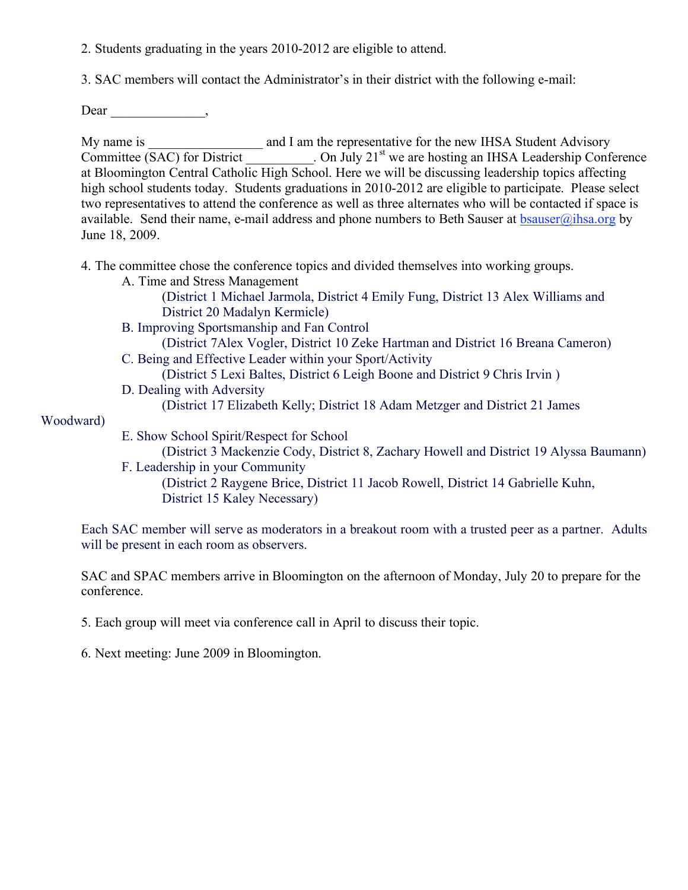2. Students graduating in the years 2010-2012 are eligible to attend.

3. SAC members will contact the Administrator's in their district with the following e-mail:

Dear ______________,

My name is _________________ and I am the representative for the new IHSA Student Advisory Committee (SAC) for District __________. On July 21st we are hosting an IHSA Leadership Conference at Bloomington Central Catholic High School. Here we will be discussing leadership topics affecting high school students today. Students graduations in 2010-2012 are eligible to participate. Please select two representatives to attend the conference as well as three alternates who will be contacted if space is available. Send their name, e-mail address and phone numbers to Beth Sauser at bsauser@ihsa.org by June 18, 2009.

4. The committee chose the conference topics and divided themselves into working groups.

- A. Time and Stress Management
  - (District 1 Michael Jarmola, District 4 Emily Fung, District 13 Alex Williams and District 20 Madalyn Kermicle)
- B. Improving Sportsmanship and Fan Control
  - (District 7Alex Vogler, District 10 Zeke Hartman and District 16 Breana Cameron)
- C. Being and Effective Leader within your Sport/Activity
  - (District 5 Lexi Baltes, District 6 Leigh Boone and District 9 Chris Irvin )
- D. Dealing with Adversity
  - (District 17 Elizabeth Kelly; District 18 Adam Metzger and District 21 James Woodward)
- E. Show School Spirit/Respect for School
  - (District 3 Mackenzie Cody, District 8, Zachary Howell and District 19 Alyssa Baumann)
- F. Leadership in your Community
  - (District 2 Raygene Brice, District 11 Jacob Rowell, District 14 Gabrielle Kuhn, District 15 Kaley Necessary)

Each SAC member will serve as moderators in a breakout room with a trusted peer as a partner. Adults will be present in each room as observers.

SAC and SPAC members arrive in Bloomington on the afternoon of Monday, July 20 to prepare for the conference.

5. Each group will meet via conference call in April to discuss their topic.

6. Next meeting: June 2009 in Bloomington.